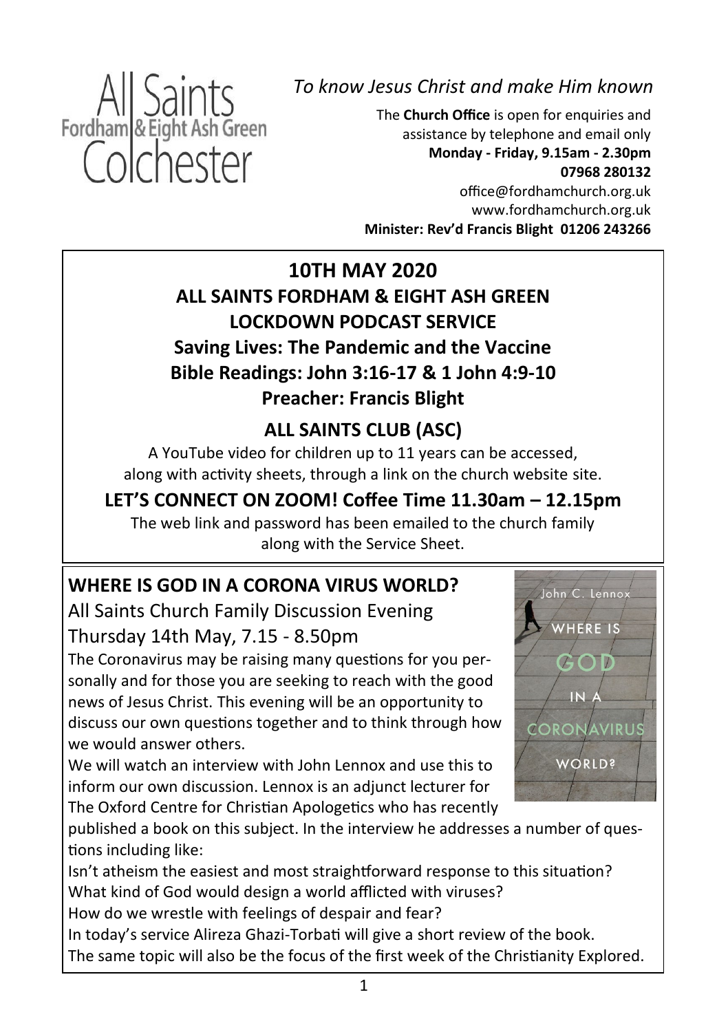All Saints
Fordham & Eight Ash Green
Colchester

*To know Jesus Christ and make Him known*

The **Church Office** is open for enquiries and assistance by telephone and email only
**Monday - Friday, 9.15am - 2.30pm**
**07968 280132**
office@fordhamchurch.org.uk
www.fordhamchurch.org.uk
**Minister: Rev'd Francis Blight 01206 243266**

# 10TH MAY 2020

## ALL SAINTS FORDHAM & EIGHT ASH GREEN LOCKDOWN PODCAST SERVICE

**Saving Lives: The Pandemic and the Vaccine**

**Bible Readings: John 3:16-17 & 1 John 4:9-10**

**Preacher: Francis Blight**

## ALL SAINTS CLUB (ASC)

A YouTube video for children up to 11 years can be accessed, along with activity sheets, through a link on the church website site.

## LET'S CONNECT ON ZOOM! Coffee Time 11.30am – 12.15pm

The web link and password has been emailed to the church family along with the Service Sheet.

## WHERE IS GOD IN A CORONA VIRUS WORLD?

All Saints Church Family Discussion Evening
Thursday 14th May, 7.15 - 8.50pm

The Coronavirus may be raising many questions for you personally and for those you are seeking to reach with the good news of Jesus Christ. This evening will be an opportunity to discuss our own questions together and to think through how we would answer others.

We will watch an interview with John Lennox and use this to inform our own discussion. Lennox is an adjunct lecturer for The Oxford Centre for Christian Apologetics who has recently published a book on this subject. In the interview he addresses a number of questions including like:

Isn't atheism the easiest and most straightforward response to this situation?
What kind of God would design a world afflicted with viruses?
How do we wrestle with feelings of despair and fear?

In today's service Alireza Ghazi-Torbati will give a short review of the book.
The same topic will also be the focus of the first week of the Christianity Explored.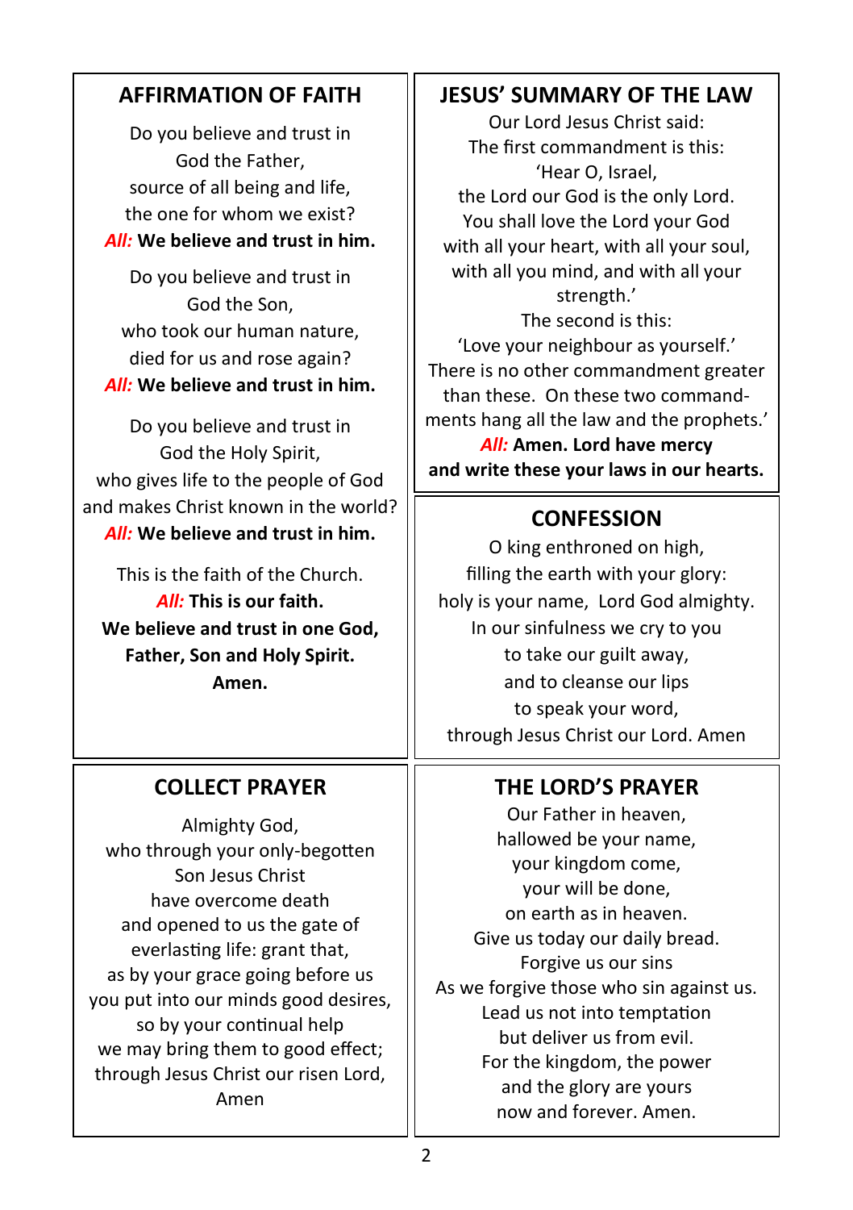## AFFIRMATION OF FAITH

Do you believe and trust in
God the Father,
source of all being and life,
the one for whom we exist?
***All:* We believe and trust in him.**

Do you believe and trust in
God the Son,
who took our human nature,
died for us and rose again?
***All:* We believe and trust in him.**

Do you believe and trust in
God the Holy Spirit,
who gives life to the people of God
and makes Christ known in the world?
***All:* We believe and trust in him.**

This is the faith of the Church.
***All:* This is our faith.**
**We believe and trust in one God,**
**Father, Son and Holy Spirit.**
**Amen.**

## JESUS' SUMMARY OF THE LAW

Our Lord Jesus Christ said:
The first commandment is this:
'Hear O, Israel,
the Lord our God is the only Lord.
You shall love the Lord your God
with all your heart, with all your soul,
with all you mind, and with all your
strength.'
The second is this:
'Love your neighbour as yourself.'
There is no other commandment greater
than these. On these two command-
ments hang all the law and the prophets.'
***All:* Amen. Lord have mercy**
**and write these your laws in our hearts.**

## CONFESSION

O king enthroned on high,
filling the earth with your glory:
holy is your name, Lord God almighty.
In our sinfulness we cry to you
to take our guilt away,
and to cleanse our lips
to speak your word,
through Jesus Christ our Lord. Amen

## COLLECT PRAYER

Almighty God,
who through your only-begotten
Son Jesus Christ
have overcome death
and opened to us the gate of
everlasting life: grant that,
as by your grace going before us
you put into our minds good desires,
so by your continual help
we may bring them to good effect;
through Jesus Christ our risen Lord,
Amen

## THE LORD'S PRAYER

Our Father in heaven,
hallowed be your name,
your kingdom come,
your will be done,
on earth as in heaven.
Give us today our daily bread.
Forgive us our sins
As we forgive those who sin against us.
Lead us not into temptation
but deliver us from evil.
For the kingdom, the power
and the glory are yours
now and forever. Amen.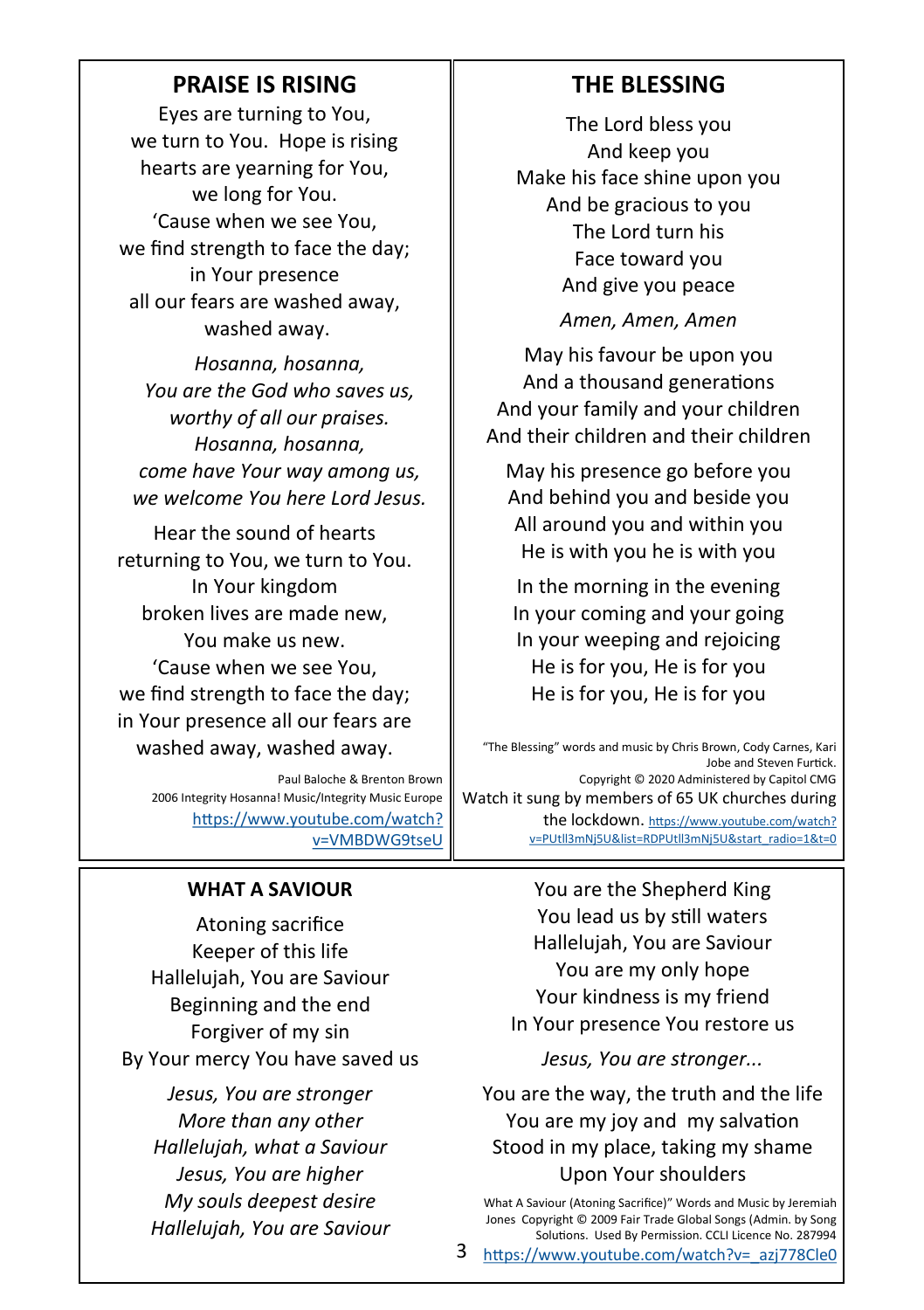## PRAISE IS RISING

Eyes are turning to You,
we turn to You. Hope is rising
hearts are yearning for You,
we long for You.
'Cause when we see You,
we find strength to face the day;
in Your presence
all our fears are washed away,
washed away.

*Hosanna, hosanna,*
*You are the God who saves us,*
*worthy of all our praises.*
*Hosanna, hosanna,*
*come have Your way among us,*
*we welcome You here Lord Jesus.*

Hear the sound of hearts
returning to You, we turn to You.
In Your kingdom
broken lives are made new,
You make us new.
'Cause when we see You,
we find strength to face the day;
in Your presence all our fears are
washed away, washed away.

Paul Baloche & Brenton Brown
2006 Integrity Hosanna! Music/Integrity Music Europe
https://www.youtube.com/watch?v=VMBDWG9tseU

## THE BLESSING

The Lord bless you
And keep you
Make his face shine upon you
And be gracious to you
The Lord turn his
Face toward you
And give you peace

*Amen, Amen, Amen*

May his favour be upon you
And a thousand generations
And your family and your children
And their children and their children

May his presence go before you
And behind you and beside you
All around you and within you
He is with you he is with you

In the morning in the evening
In your coming and your going
In your weeping and rejoicing
He is for you, He is for you
He is for you, He is for you

"The Blessing" words and music by Chris Brown, Cody Carnes, Kari Jobe and Steven Furtick.
Copyright © 2020 Administered by Capitol CMG

Watch it sung by members of 65 UK churches during the lockdown. https://www.youtube.com/watch?v=PUtll3mNj5U&list=RDPUtll3mNj5U&start_radio=1&t=0

## WHAT A SAVIOUR

Atoning sacrifice
Keeper of this life
Hallelujah, You are Saviour
Beginning and the end
Forgiver of my sin
By Your mercy You have saved us

*Jesus, You are stronger*
*More than any other*
*Hallelujah, what a Saviour*
*Jesus, You are higher*
*My souls deepest desire*
*Hallelujah, You are Saviour*

You are the Shepherd King
You lead us by still waters
Hallelujah, You are Saviour
You are my only hope
Your kindness is my friend
In Your presence You restore us

*Jesus, You are stronger...*

You are the way, the truth and the life
You are my joy and my salvation
Stood in my place, taking my shame
Upon Your shoulders

What A Saviour (Atoning Sacrifice)" Words and Music by Jeremiah Jones Copyright © 2009 Fair Trade Global Songs (Admin. by Song Solutions. Used By Permission. CCLI Licence No. 287994

https://www.youtube.com/watch?v=_azj778Cle0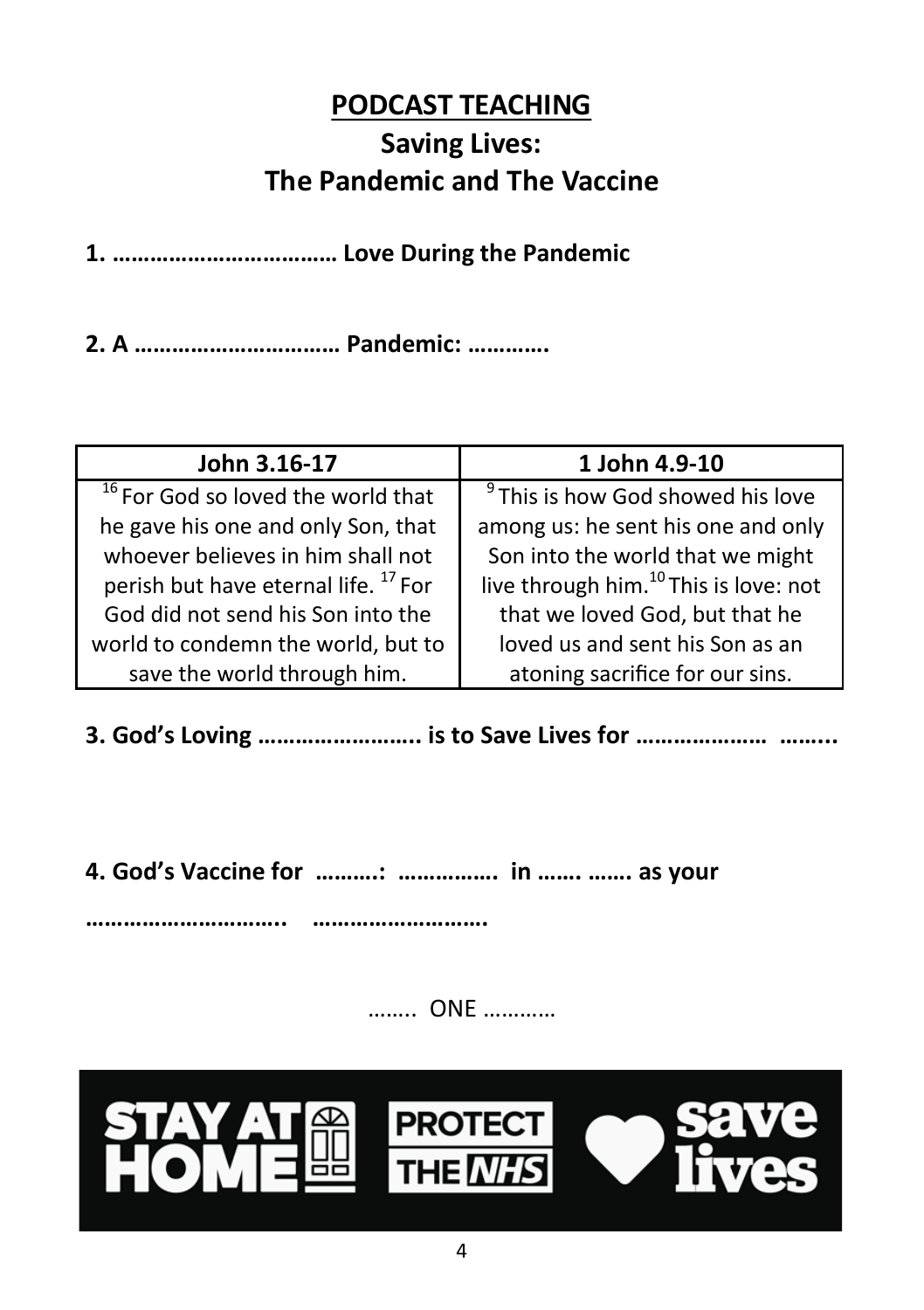## PODCAST TEACHING

## Saving Lives:
## The Pandemic and The Vaccine

**1. ……………………………… Love During the Pandemic**

**2. A …………………………… Pandemic: ………….**

| John 3.16-17 | 1 John 4.9-10 |
|---|---|
| [16] For God so loved the world that he gave his one and only Son, that whoever believes in him shall not perish but have eternal life. [17] For God did not send his Son into the world to condemn the world, but to save the world through him. | [9] This is how God showed his love among us: he sent his one and only Son into the world that we might live through him.[10] This is love: not that we loved God, but that he loved us and sent his Son as an atoning sacrifice for our sins. |

**3. God's Loving …………………….. is to Save Lives for ………………… ……...**

**4. God's Vaccine for ……….: ……………. in ……. ……. as your**

**………………………….. ……………………….**

…….. ONE …………

STAY AT HOME PROTECT THE NHS save lives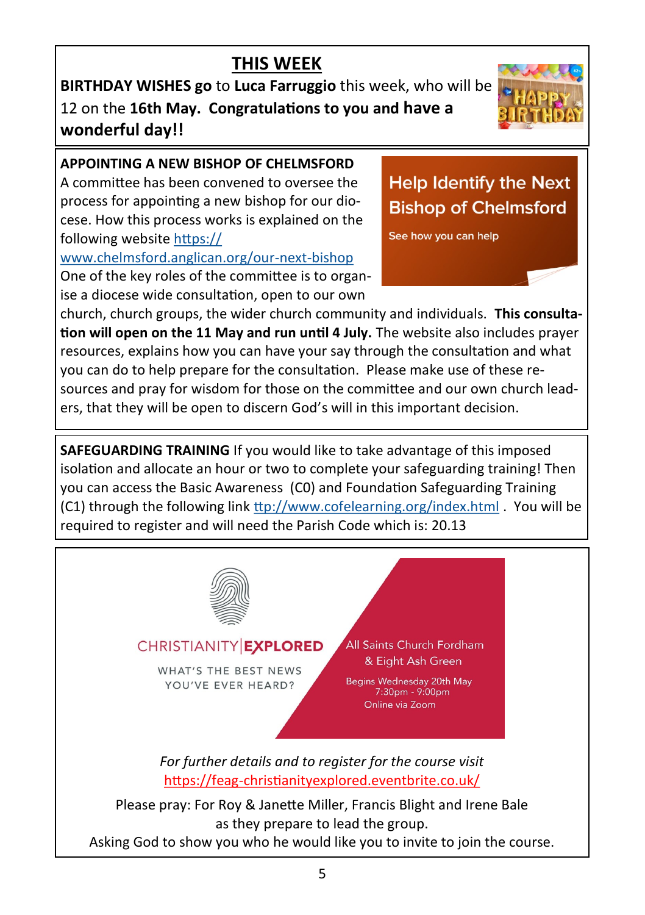## THIS WEEK

**BIRTHDAY WISHES go** to **Luca Farruggio** this week, who will be 12 on the **16th May. Congratulations to you and have a wonderful day!!**

**APPOINTING A NEW BISHOP OF CHELMSFORD**

A committee has been convened to oversee the process for appointing a new bishop for our diocese. How this process works is explained on the following website https://www.chelmsford.anglican.org/our-next-bishop

Help Identify the Next Bishop of Chelmsford

See how you can help

One of the key roles of the committee is to organise a diocese wide consultation, open to our own church, church groups, the wider church community and individuals. **This consultation will open on the 11 May and run until 4 July.** The website also includes prayer resources, explains how you can have your say through the consultation and what you can do to help prepare for the consultation. Please make use of these resources and pray for wisdom for those on the committee and our own church leaders, that they will be open to discern God's will in this important decision.

**SAFEGUARDING TRAINING** If you would like to take advantage of this imposed isolation and allocate an hour or two to complete your safeguarding training! Then you can access the Basic Awareness (C0) and Foundation Safeguarding Training (C1) through the following link ttp://www.cofelearning.org/index.html . You will be required to register and will need the Parish Code which is: 20.13

CHRISTIANITY | **EXPLORED**

WHAT'S THE BEST NEWS YOU'VE EVER HEARD?

All Saints Church Fordham & Eight Ash Green

Begins Wednesday 20th May
7:30pm - 9:00pm
Online via Zoom

*For further details and to register for the course visit* https://feag-christianityexplored.eventbrite.co.uk/

Please pray: For Roy & Janette Miller, Francis Blight and Irene Bale as they prepare to lead the group.
Asking God to show you who he would like you to invite to join the course.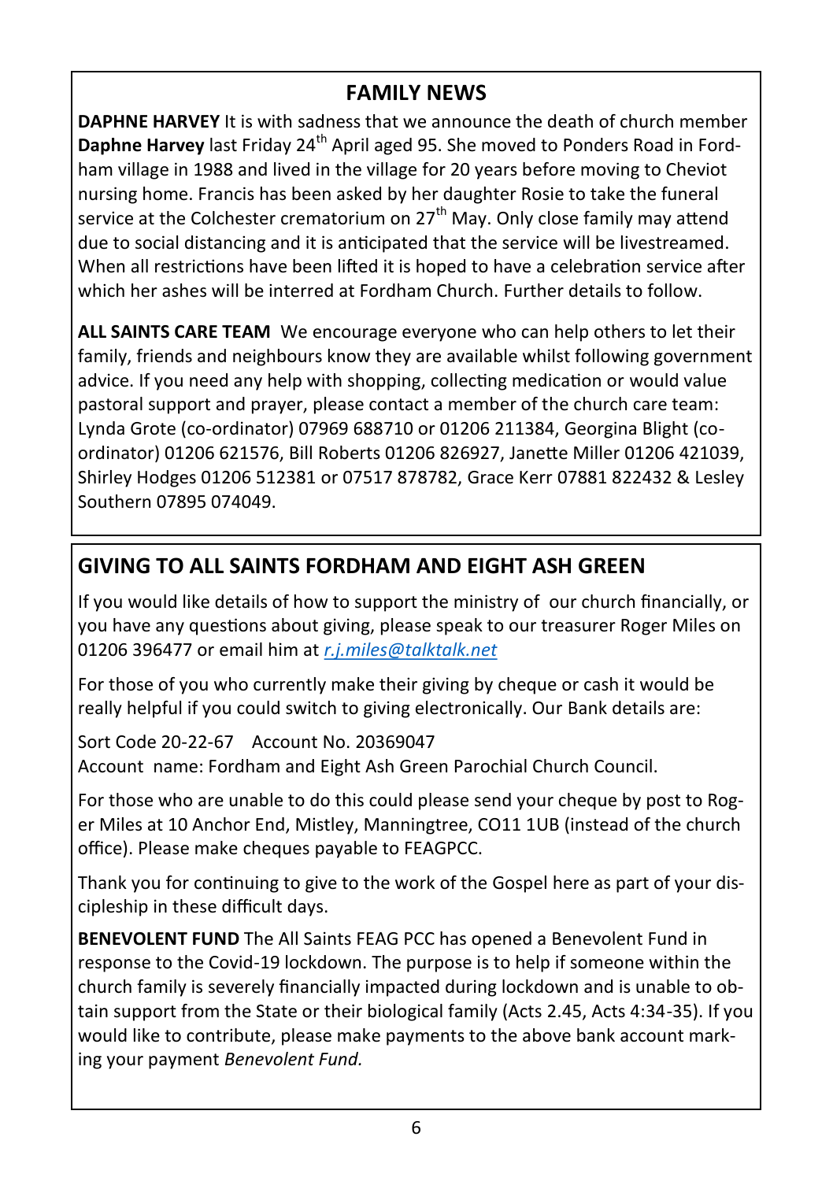## FAMILY NEWS

**DAPHNE HARVEY** It is with sadness that we announce the death of church member **Daphne Harvey** last Friday 24th April aged 95. She moved to Ponders Road in Fordham village in 1988 and lived in the village for 20 years before moving to Cheviot nursing home. Francis has been asked by her daughter Rosie to take the funeral service at the Colchester crematorium on 27th May. Only close family may attend due to social distancing and it is anticipated that the service will be livestreamed. When all restrictions have been lifted it is hoped to have a celebration service after which her ashes will be interred at Fordham Church. Further details to follow.

**ALL SAINTS CARE TEAM** We encourage everyone who can help others to let their family, friends and neighbours know they are available whilst following government advice. If you need any help with shopping, collecting medication or would value pastoral support and prayer, please contact a member of the church care team: Lynda Grote (co-ordinator) 07969 688710 or 01206 211384, Georgina Blight (co-ordinator) 01206 621576, Bill Roberts 01206 826927, Janette Miller 01206 421039, Shirley Hodges 01206 512381 or 07517 878782, Grace Kerr 07881 822432 & Lesley Southern 07895 074049.

## GIVING TO ALL SAINTS FORDHAM AND EIGHT ASH GREEN

If you would like details of how to support the ministry of our church financially, or you have any questions about giving, please speak to our treasurer Roger Miles on 01206 396477 or email him at *r.j.miles@talktalk.net*

For those of you who currently make their giving by cheque or cash it would be really helpful if you could switch to giving electronically. Our Bank details are:

Sort Code 20-22-67 Account No. 20369047
Account name: Fordham and Eight Ash Green Parochial Church Council.

For those who are unable to do this could please send your cheque by post to Roger Miles at 10 Anchor End, Mistley, Manningtree, CO11 1UB (instead of the church office). Please make cheques payable to FEAGPCC.

Thank you for continuing to give to the work of the Gospel here as part of your discipleship in these difficult days.

**BENEVOLENT FUND** The All Saints FEAG PCC has opened a Benevolent Fund in response to the Covid-19 lockdown. The purpose is to help if someone within the church family is severely financially impacted during lockdown and is unable to obtain support from the State or their biological family (Acts 2.45, Acts 4:34-35). If you would like to contribute, please make payments to the above bank account marking your payment *Benevolent Fund.*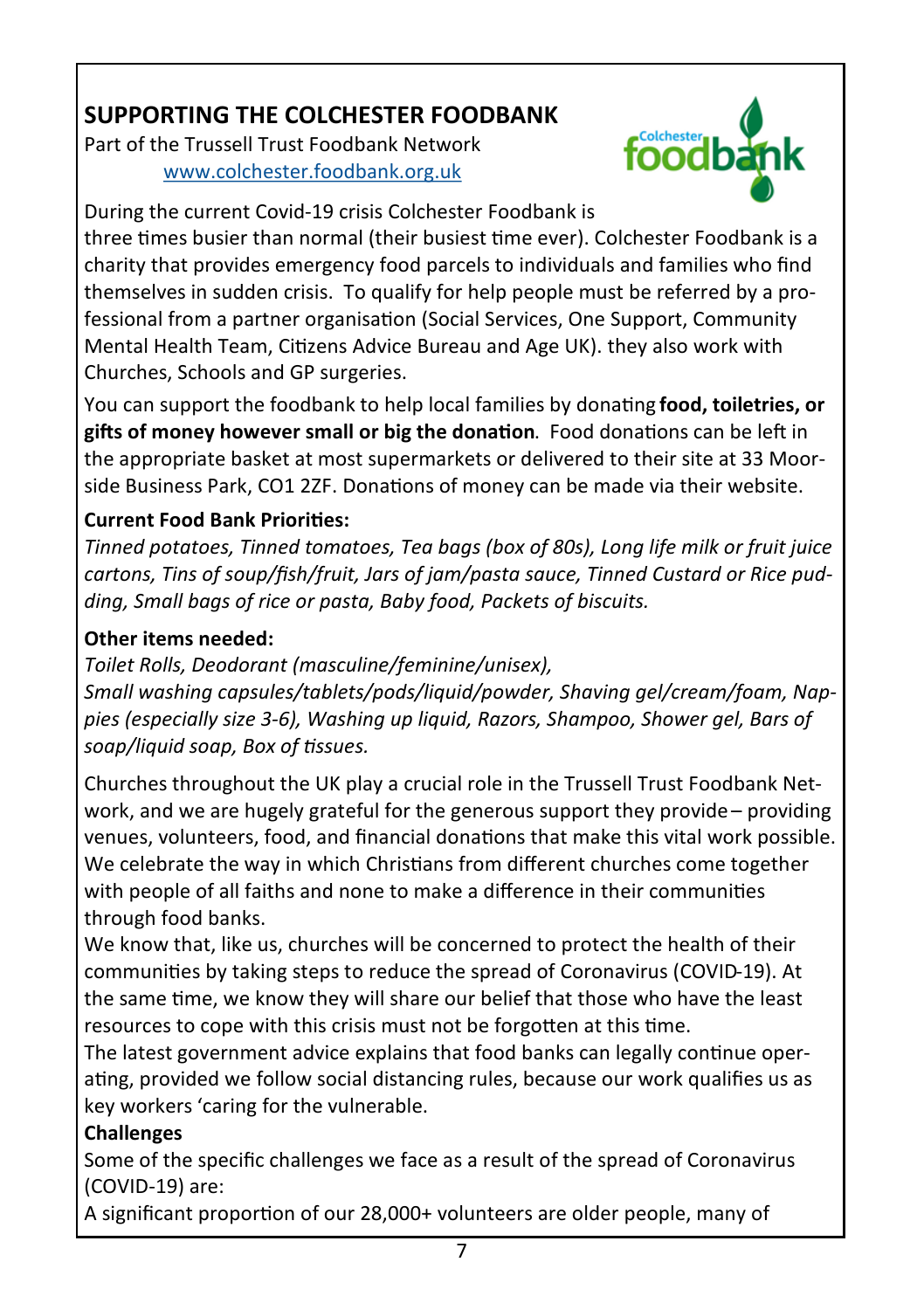## SUPPORTING THE COLCHESTER FOODBANK

Part of the Trussell Trust Foodbank Network
www.colchester.foodbank.org.uk

During the current Covid-19 crisis Colchester Foodbank is three times busier than normal (their busiest time ever). Colchester Foodbank is a charity that provides emergency food parcels to individuals and families who find themselves in sudden crisis. To qualify for help people must be referred by a professional from a partner organisation (Social Services, One Support, Community Mental Health Team, Citizens Advice Bureau and Age UK). they also work with Churches, Schools and GP surgeries.

You can support the foodbank to help local families by donating **food, toiletries, or gifts of money however small or big the donation**. Food donations can be left in the appropriate basket at most supermarkets or delivered to their site at 33 Moorside Business Park, CO1 2ZF. Donations of money can be made via their website.

**Current Food Bank Priorities:**

*Tinned potatoes, Tinned tomatoes, Tea bags (box of 80s), Long life milk or fruit juice cartons, Tins of soup/fish/fruit, Jars of jam/pasta sauce, Tinned Custard or Rice pudding, Small bags of rice or pasta, Baby food, Packets of biscuits.*

**Other items needed:**

*Toilet Rolls, Deodorant (masculine/feminine/unisex),*
*Small washing capsules/tablets/pods/liquid/powder, Shaving gel/cream/foam, Nappies (especially size 3-6), Washing up liquid, Razors, Shampoo, Shower gel, Bars of soap/liquid soap, Box of tissues.*

Churches throughout the UK play a crucial role in the Trussell Trust Foodbank Network, and we are hugely grateful for the generous support they provide – providing venues, volunteers, food, and financial donations that make this vital work possible. We celebrate the way in which Christians from different churches come together with people of all faiths and none to make a difference in their communities through food banks.

We know that, like us, churches will be concerned to protect the health of their communities by taking steps to reduce the spread of Coronavirus (COVID-19). At the same time, we know they will share our belief that those who have the least resources to cope with this crisis must not be forgotten at this time.

The latest government advice explains that food banks can legally continue operating, provided we follow social distancing rules, because our work qualifies us as key workers 'caring for the vulnerable.

**Challenges**

Some of the specific challenges we face as a result of the spread of Coronavirus (COVID-19) are:

A significant proportion of our 28,000+ volunteers are older people, many of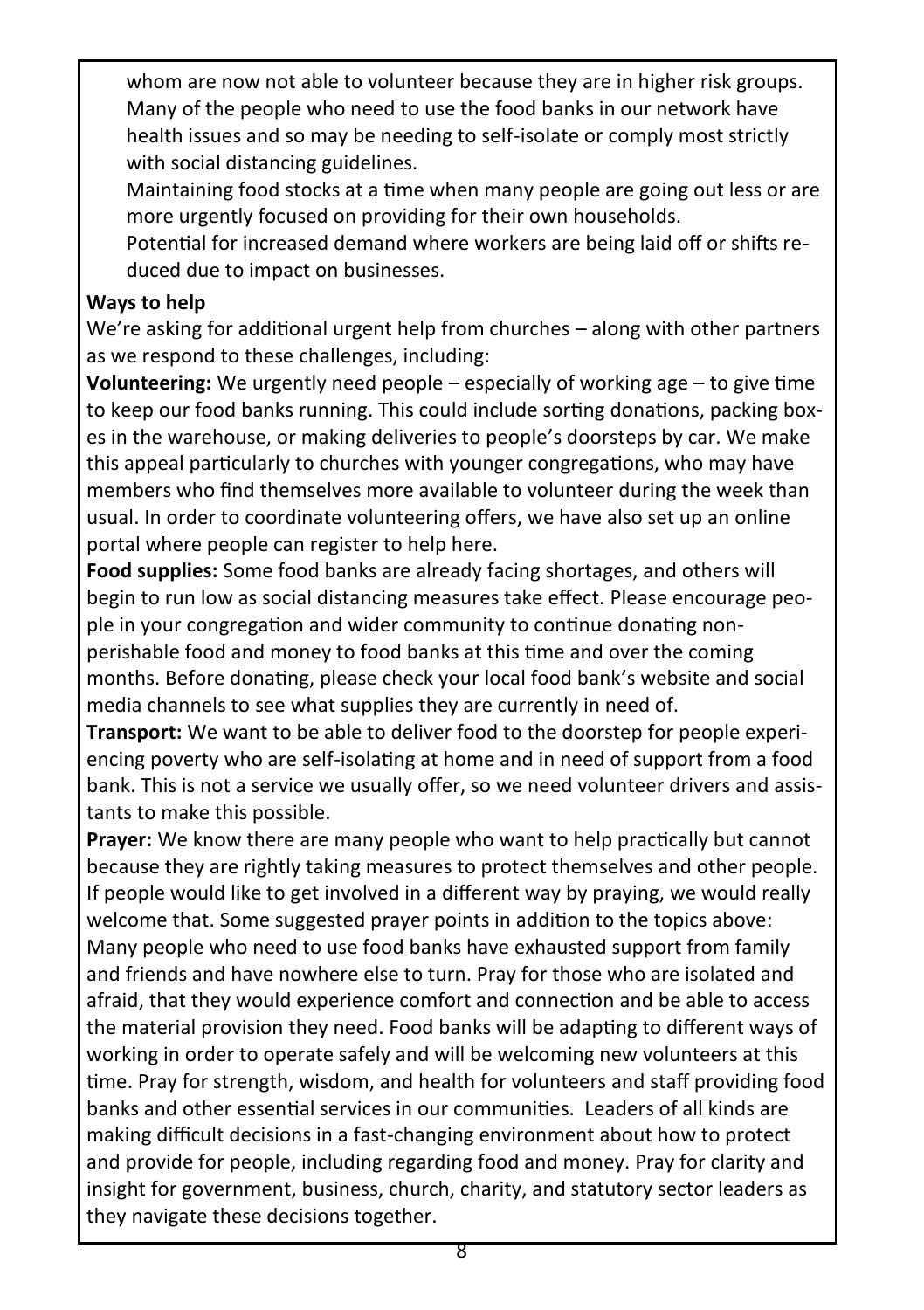whom are now not able to volunteer because they are in higher risk groups. Many of the people who need to use the food banks in our network have health issues and so may be needing to self-isolate or comply most strictly with social distancing guidelines.

Maintaining food stocks at a time when many people are going out less or are more urgently focused on providing for their own households.

Potential for increased demand where workers are being laid off or shifts reduced due to impact on businesses.

**Ways to help**

We're asking for additional urgent help from churches – along with other partners as we respond to these challenges, including:

**Volunteering:** We urgently need people – especially of working age – to give time to keep our food banks running. This could include sorting donations, packing boxes in the warehouse, or making deliveries to people's doorsteps by car. We make this appeal particularly to churches with younger congregations, who may have members who find themselves more available to volunteer during the week than usual. In order to coordinate volunteering offers, we have also set up an online portal where people can register to help here.

**Food supplies:** Some food banks are already facing shortages, and others will begin to run low as social distancing measures take effect. Please encourage people in your congregation and wider community to continue donating non-perishable food and money to food banks at this time and over the coming months. Before donating, please check your local food bank's website and social media channels to see what supplies they are currently in need of.

**Transport:** We want to be able to deliver food to the doorstep for people experiencing poverty who are self-isolating at home and in need of support from a food bank. This is not a service we usually offer, so we need volunteer drivers and assistants to make this possible.

**Prayer:** We know there are many people who want to help practically but cannot because they are rightly taking measures to protect themselves and other people. If people would like to get involved in a different way by praying, we would really welcome that. Some suggested prayer points in addition to the topics above: Many people who need to use food banks have exhausted support from family and friends and have nowhere else to turn. Pray for those who are isolated and afraid, that they would experience comfort and connection and be able to access the material provision they need. Food banks will be adapting to different ways of working in order to operate safely and will be welcoming new volunteers at this time. Pray for strength, wisdom, and health for volunteers and staff providing food banks and other essential services in our communities. Leaders of all kinds are making difficult decisions in a fast-changing environment about how to protect and provide for people, including regarding food and money. Pray for clarity and insight for government, business, church, charity, and statutory sector leaders as they navigate these decisions together.